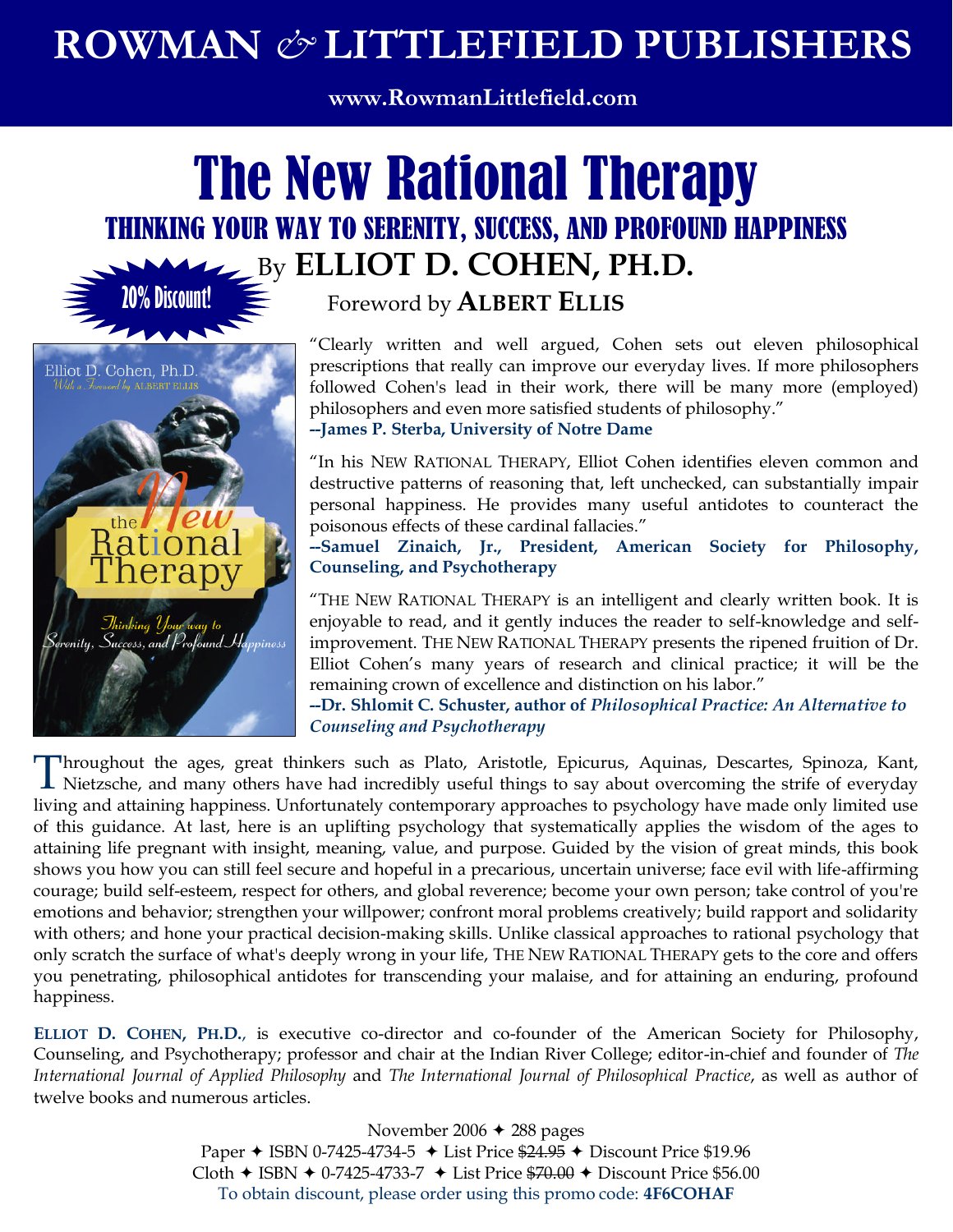# ROWMAN & LITTLEFIELD PUBLISHERS

www.RowmanLittlefield.com

# The New Rational Therapy

## THINKING YOUR WAY TO SERENITY, SUCCESS, AND PROFOUND HAPPINESS

By **ELLIOT D. COHEN, PH.D.**

Foreword by **ALBERT ELLIS**

20% Discount!

"Clearly written and well argued, Cohen sets out eleven philosophical prescriptions that really can improve our everyday lives. If more philosophers followed Cohen's lead in their work, there will be many more (employed) philosophers and even more satisfied students of philosophy."
**--James P. Sterba, University of Notre Dame**

"In his NEW RATIONAL THERAPY, Elliot Cohen identifies eleven common and destructive patterns of reasoning that, left unchecked, can substantially impair personal happiness. He provides many useful antidotes to counteract the poisonous effects of these cardinal fallacies."
**--Samuel Zinaich, Jr., President, American Society for Philosophy, Counseling, and Psychotherapy**

"THE NEW RATIONAL THERAPY is an intelligent and clearly written book. It is enjoyable to read, and it gently induces the reader to self-knowledge and self-improvement. THE NEW RATIONAL THERAPY presents the ripened fruition of Dr. Elliot Cohen's many years of research and clinical practice; it will be the remaining crown of excellence and distinction on his labor."
**--Dr. Shlomit C. Schuster, author of *Philosophical Practice: An Alternative to Counseling and Psychotherapy***

Throughout the ages, great thinkers such as Plato, Aristotle, Epicurus, Aquinas, Descartes, Spinoza, Kant, Nietzsche, and many others have had incredibly useful things to say about overcoming the strife of everyday living and attaining happiness. Unfortunately contemporary approaches to psychology have made only limited use of this guidance. At last, here is an uplifting psychology that systematically applies the wisdom of the ages to attaining life pregnant with insight, meaning, value, and purpose. Guided by the vision of great minds, this book shows you how you can still feel secure and hopeful in a precarious, uncertain universe; face evil with life-affirming courage; build self-esteem, respect for others, and global reverence; become your own person; take control of you're emotions and behavior; strengthen your willpower; confront moral problems creatively; build rapport and solidarity with others; and hone your practical decision-making skills. Unlike classical approaches to rational psychology that only scratch the surface of what's deeply wrong in your life, THE NEW RATIONAL THERAPY gets to the core and offers you penetrating, philosophical antidotes for transcending your malaise, and for attaining an enduring, profound happiness.

**ELLIOT D. COHEN, PH.D.**, is executive co-director and co-founder of the American Society for Philosophy, Counseling, and Psychotherapy; professor and chair at the Indian River College; editor-in-chief and founder of *The International Journal of Applied Philosophy* and *The International Journal of Philosophical Practice*, as well as author of twelve books and numerous articles.

November 2006 ✦ 288 pages
Paper ✦ ISBN 0-7425-4734-5 ✦ List Price ~~$24.95~~ ✦ Discount Price $19.96
Cloth ✦ ISBN ✦ 0-7425-4733-7 ✦ List Price ~~$70.00~~ ✦ Discount Price $56.00
To obtain discount, please order using this promo code: **4F6COHAF**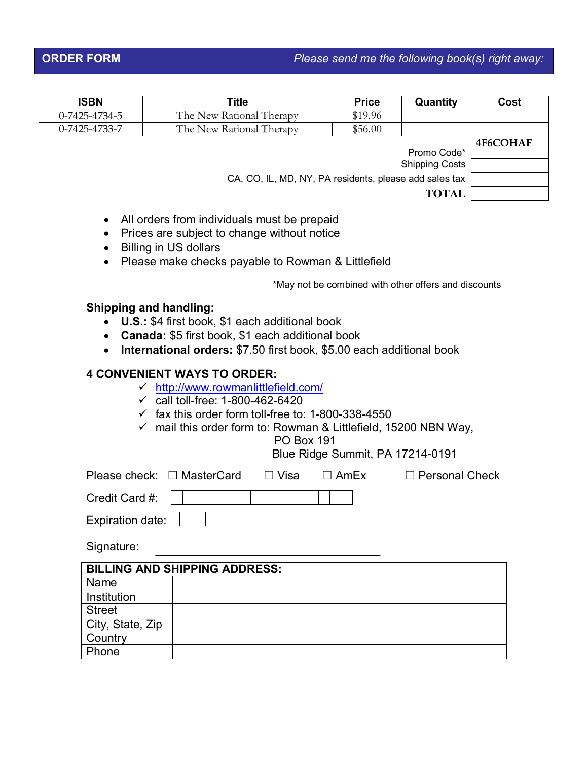## ORDER FORM

*Please send me the following book(s) right away:*

| ISBN | Title | Price | Quantity | Cost |
|---|---|---|---|---|
| 0-7425-4734-5 | The New Rational Therapy | $19.96 | | |
| 0-7425-4733-7 | The New Rational Therapy | $56.00 | | |
| | | | Promo Code* | 4F6COHAF |
| | | | Shipping Costs | |
| | | | CA, CO, IL, MD, NY, PA residents, please add sales tax | |
| | | | **TOTAL** | |

- All orders from individuals must be prepaid
- Prices are subject to change without notice
- Billing in US dollars
- Please make checks payable to Rowman & Littlefield

*May not be combined with other offers and discounts

**Shipping and handling:**

- **U.S.:** $4 first book, $1 each additional book
- **Canada:** $5 first book, $1 each additional book
- **International orders:** $7.50 first book, $5.00 each additional book

**4 CONVENIENT WAYS TO ORDER:**

- ✓ http://www.rowmanlittlefield.com/
- ✓ call toll-free: 1-800-462-6420
- ✓ fax this order form toll-free to: 1-800-338-4550
- ✓ mail this order form to: Rowman & Littlefield, 15200 NBN Way,
  PO Box 191
  Blue Ridge Summit, PA 17214-0191

Please check: ☐ MasterCard ☐ Visa ☐ AmEx ☐ Personal Check

Credit Card #: 

Expiration date: 

Signature: ______________________________

| BILLING AND SHIPPING ADDRESS: | |
|---|---|
| Name | |
| Institution | |
| Street | |
| City, State, Zip | |
| Country | |
| Phone | |